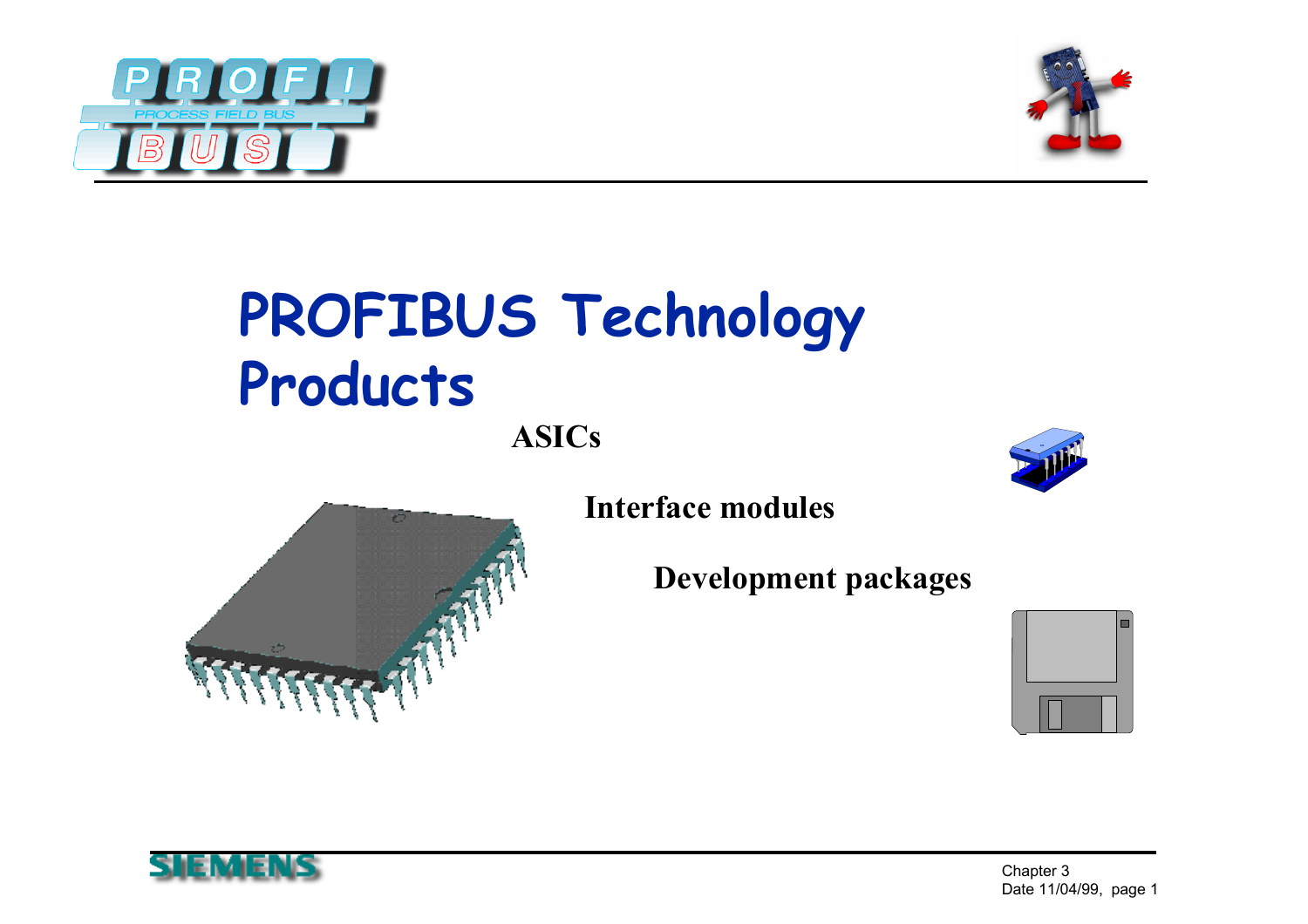# PROFIBUS Technology Products

**ASICs**

**Interface modules**

**Development packages**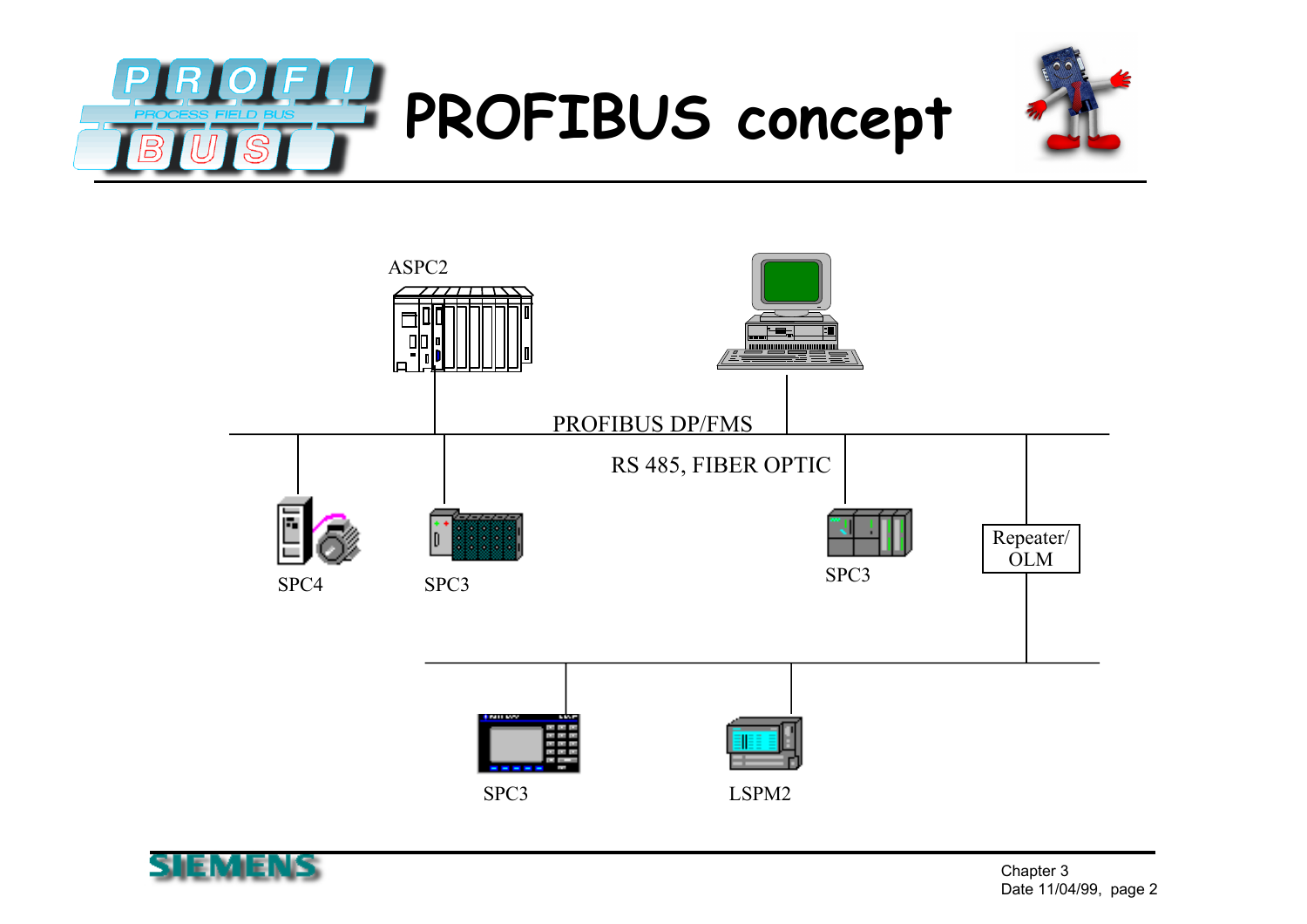# PROFIBUS concept

ASPC2

PROFIBUS DP/FMS

RS 485, FIBER OPTIC

SPC4

SPC3

SPC3

Repeater/ OLM

SPC3

LSPM2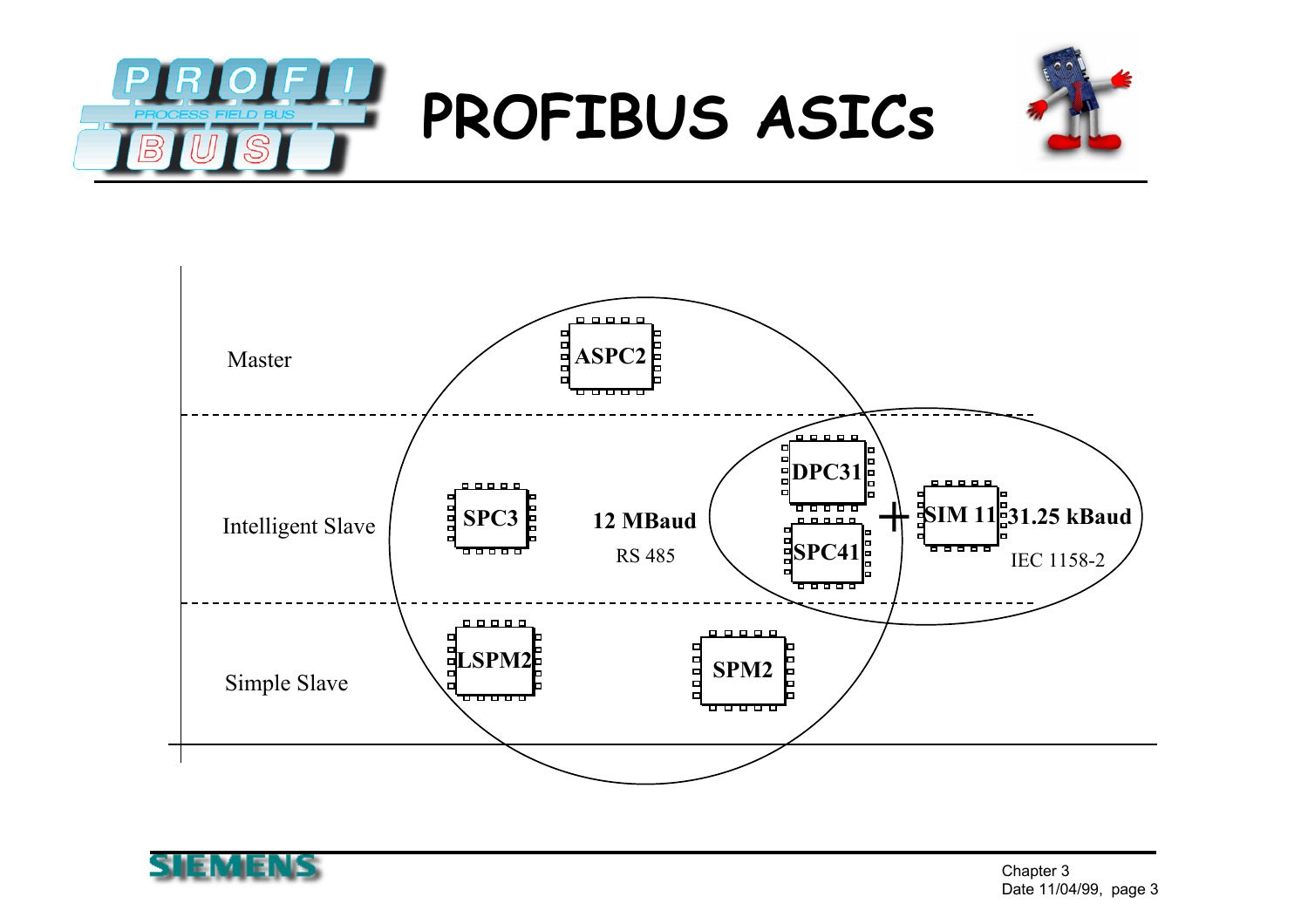# PROFIBUS ASICs

Master

Intelligent Slave

Simple Slave

ASPC2

SPC3

12 MBaud

RS 485

DPC31

SPC41

+

SIM 11

31.25 kBaud

IEC 1158-2

LSPM2

SPM2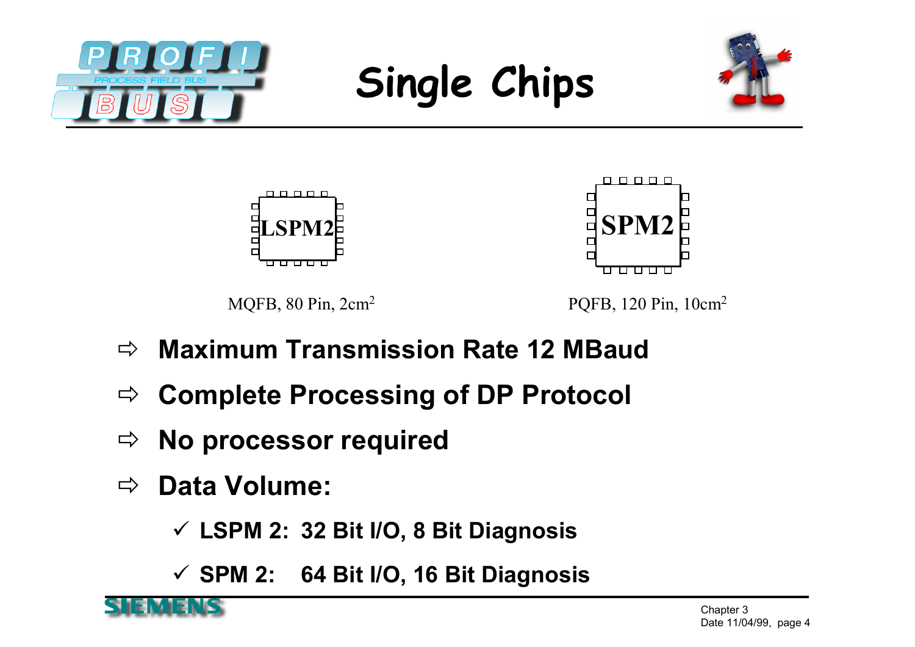# Single Chips

LSPM2

MQFB, 80 Pin, 2cm$^2$

SPM2

PQFB, 120 Pin, 10cm$^2$

- ⇨ **Maximum Transmission Rate 12 MBaud**
- ⇨ **Complete Processing of DP Protocol**
- ⇨ **No processor required**
- ⇨ **Data Volume:**
  - ✓ **LSPM 2: 32 Bit I/O, 8 Bit Diagnosis**
  - ✓ **SPM 2: 64 Bit I/O, 16 Bit Diagnosis**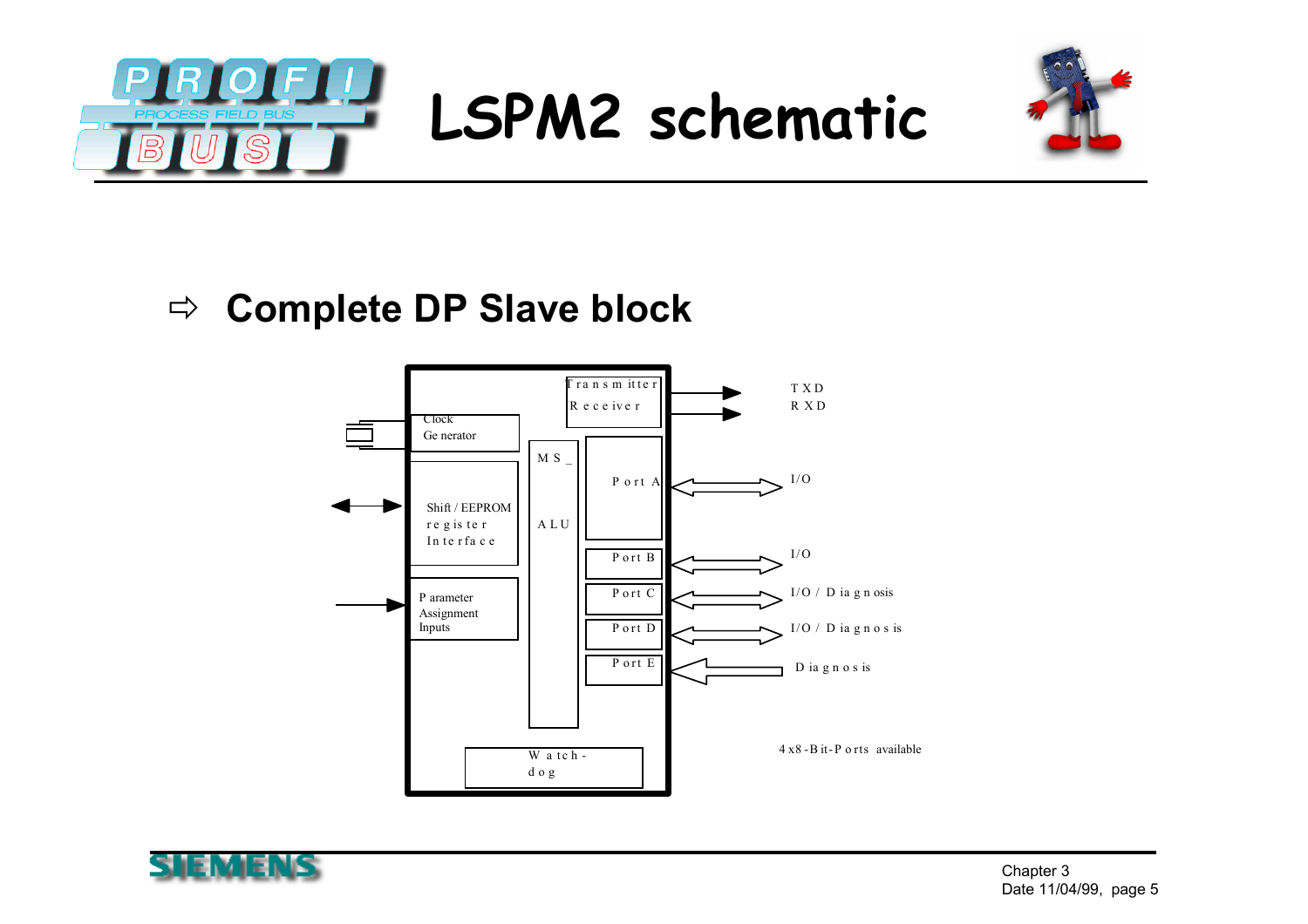# LSPM2 schematic

⇨ **Complete DP Slave block**

Clock Generator

Shift / EEPROM register Interface

Parameter Assignment Inputs

Transmitter Receiver

MS_ ALU

Port A

Port B

Port C

Port D

Port E

Watch-dog

TXD

RXD

I/O

I/O

I/O / Diagnosis

I/O / Diagnosis

Diagnosis

4 x8-Bit-Ports available

Chapter 3
Date 11/04/99, page 5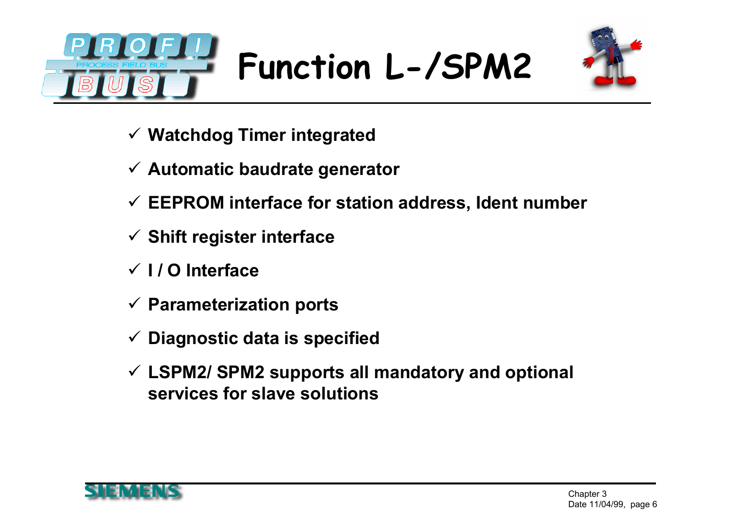# Function L-/SPM2

- ✓ **Watchdog Timer integrated**
- ✓ **Automatic baudrate generator**
- ✓ **EEPROM interface for station address, Ident number**
- ✓ **Shift register interface**
- ✓ **I / O Interface**
- ✓ **Parameterization ports**
- ✓ **Diagnostic data is specified**
- ✓ **LSPM2/ SPM2 supports all mandatory and optional services for slave solutions**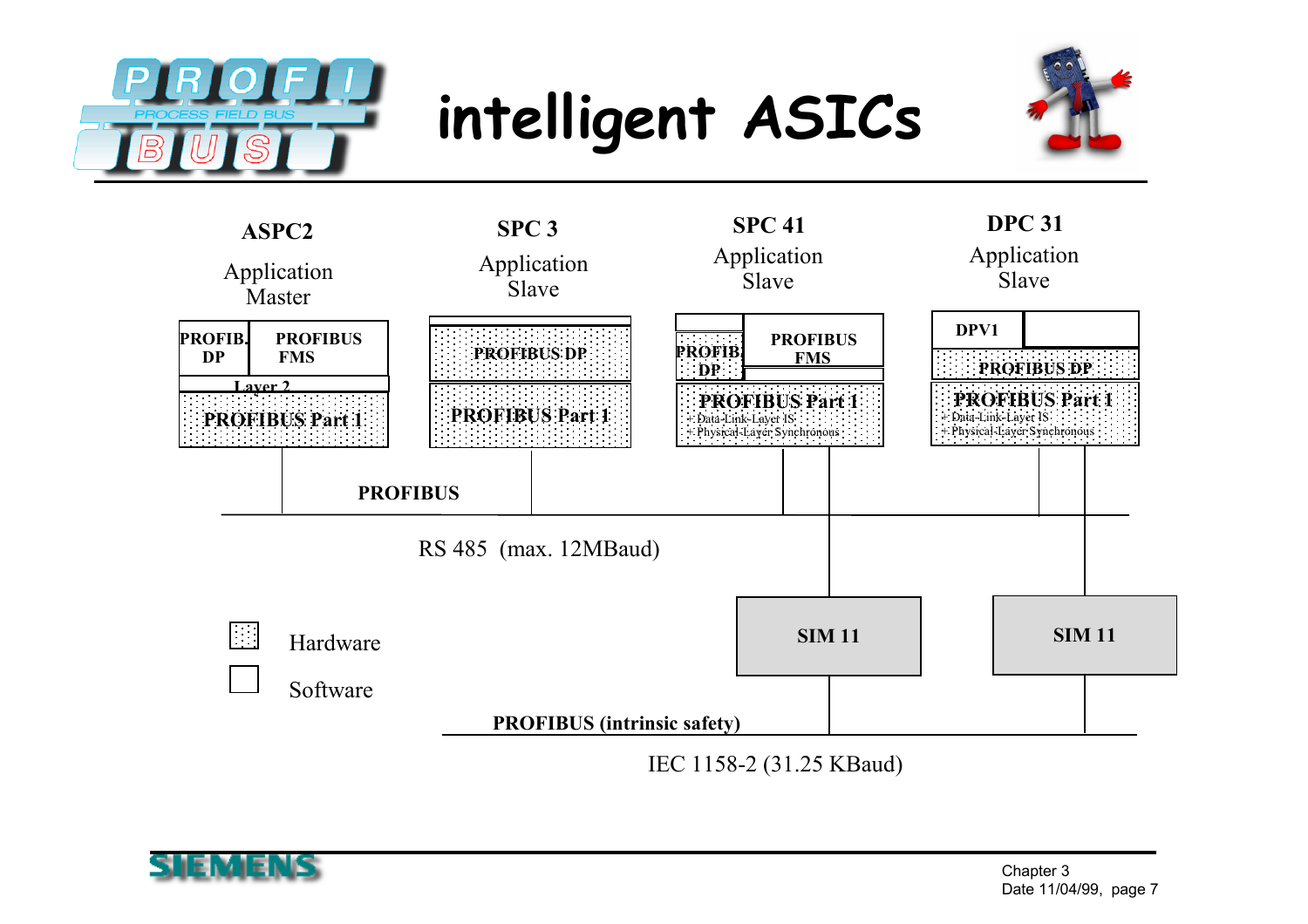# intelligent ASICs

| ASPC2 | SPC 3 | SPC 41 | DPC 31 |
|---|---|---|---|
| Application Master | Application Slave | Application Slave | Application Slave |
| PROFIB. DP / PROFIBUS FMS | PROFIBUS DP | PROFIB. DP / PROFIBUS FMS | DPV1 |
| Layer 2 | | | PROFIBUS DP |
| PROFIBUS Part 1 | PROFIBUS Part 1 | PROFIBUS Part 1 + Data-Link-Layer IS + Physical-Layer Synchronous | PROFIBUS Part 1 + Data-Link-Layer IS + Physical-Layer Synchronous |

**PROFIBUS**

RS 485 (max. 12MBaud)

**SIM 11** &nbsp;&nbsp; **SIM 11**

**PROFIBUS (intrinsic safety)**

IEC 1158-2 (31.25 KBaud)

- Hardware (dotted box)
- Software (plain box)

Chapter 3
Date 11/04/99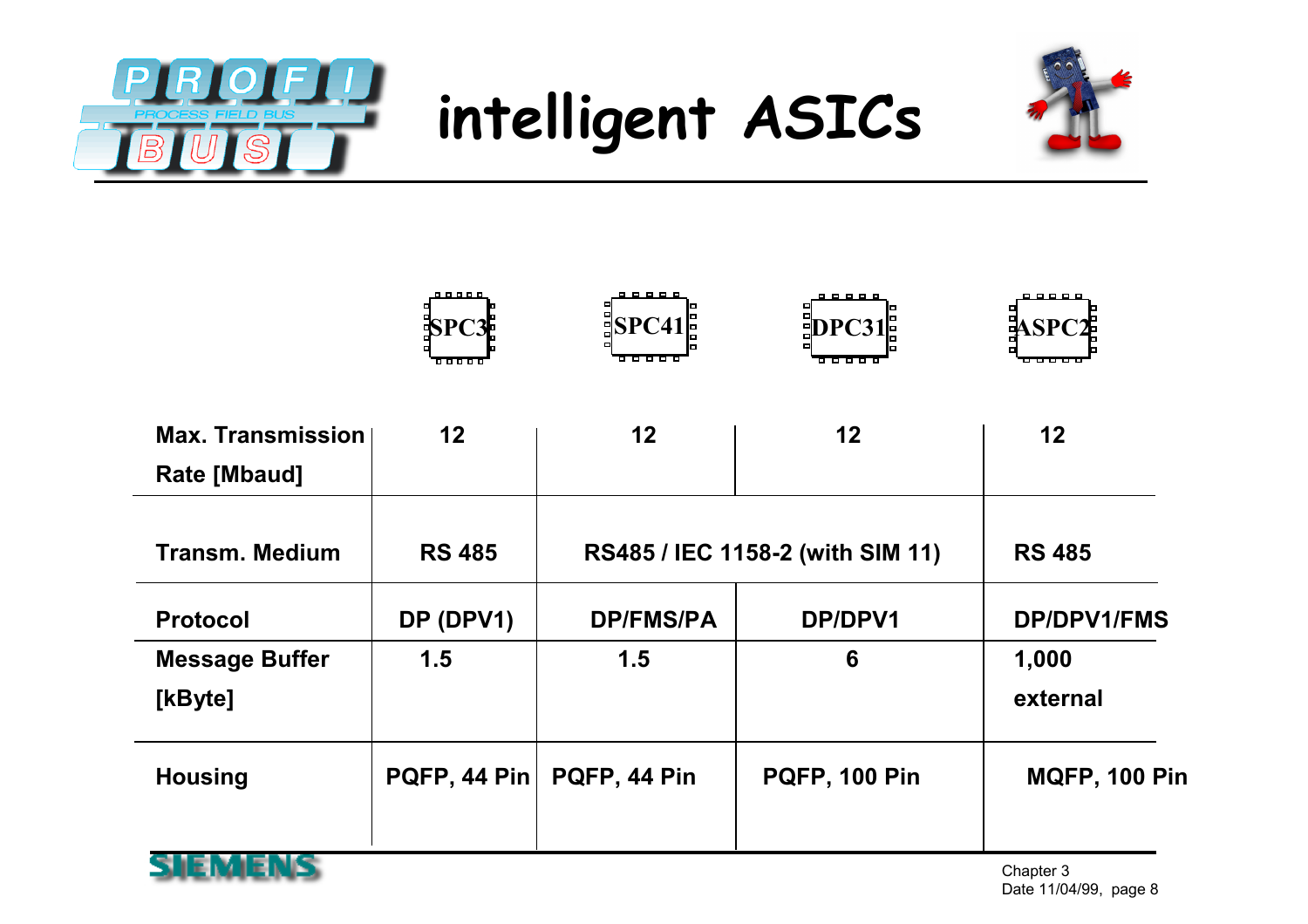# intelligent ASICs

| | SPC3 | SPC41 | DPC31 | ASPC2 |
|---|---|---|---|---|
| Max. Transmission Rate [Mbaud] | 12 | 12 | 12 | 12 |
| Transm. Medium | RS 485 | RS485 / IEC 1158-2 (with SIM 11) | | RS 485 |
| Protocol | DP (DPV1) | DP/FMS/PA | DP/DPV1 | DP/DPV1/FMS |
| Message Buffer [kByte] | 1.5 | 1.5 | 6 | 1,000 external |
| Housing | PQFP, 44 Pin | PQFP, 44 Pin | PQFP, 100 Pin | MQFP, 100 Pin |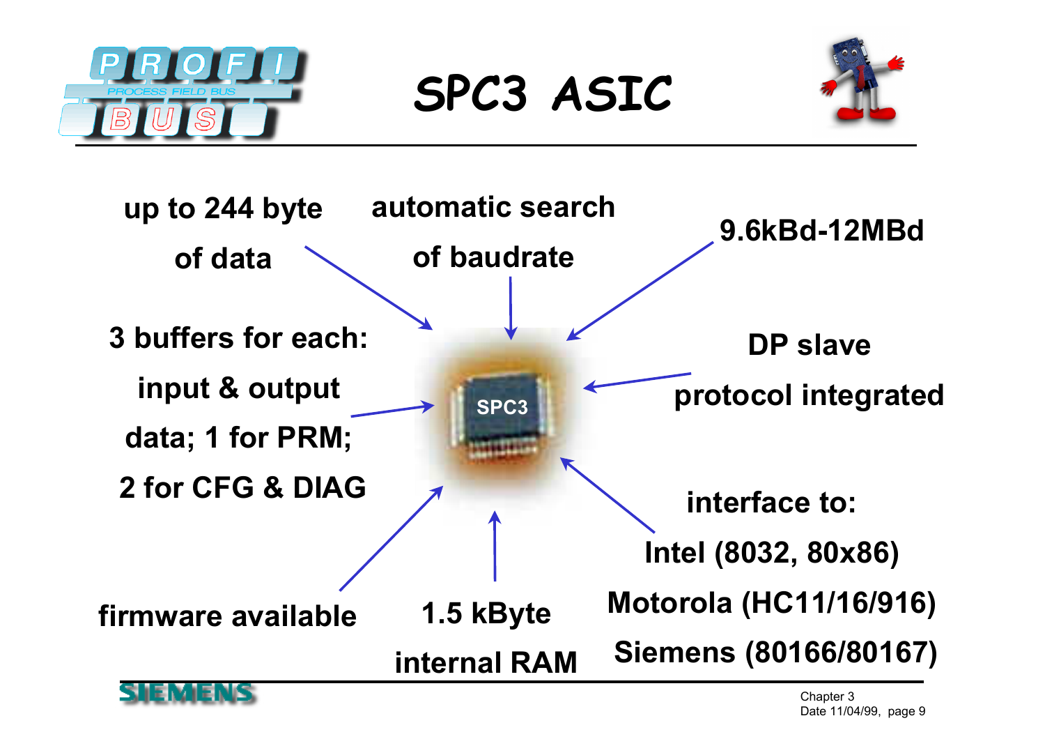# SPC3 ASIC

- up to 244 byte of data
- automatic search of baudrate
- 9.6kBd-12MBd
- 3 buffers for each: input & output data; 1 for PRM; 2 for CFG & DIAG
- SPC3
- DP slave protocol integrated
- firmware available
- 1.5 kByte internal RAM
- interface to:
  - Intel (8032, 80x86)
  - Motorola (HC11/16/916)
  - Siemens (80166/80167)

SIEMENS

Chapter 3
Date 11/04/99, page 9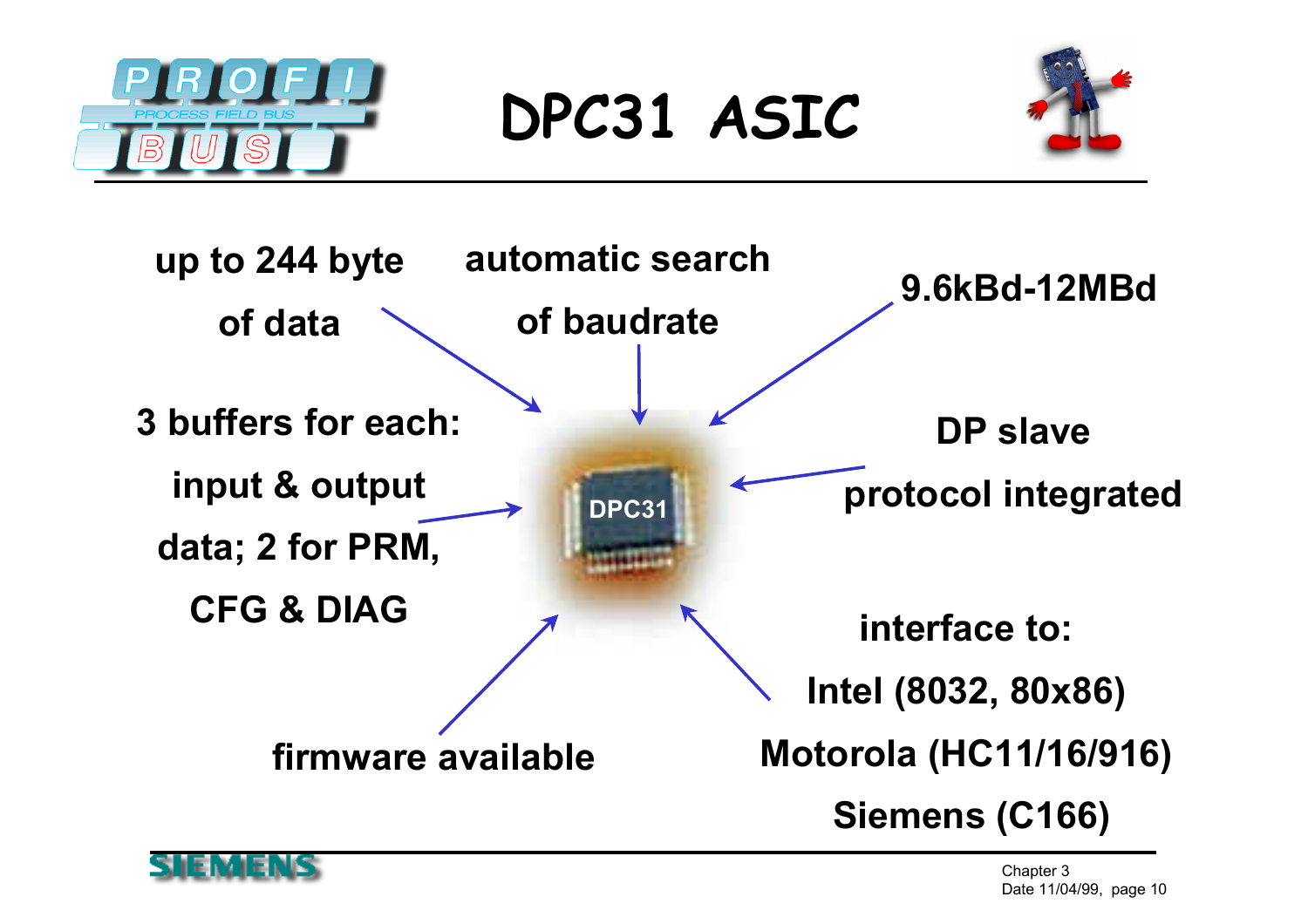# DPC31 ASIC

- up to 244 byte of data
- automatic search of baudrate
- 9.6kBd-12MBd
- 3 buffers for each: input & output data; 2 for PRM, CFG & DIAG
- DP slave protocol integrated
- firmware available
- interface to:
  - Intel (8032, 80x86)
  - Motorola (HC11/16/916)
  - Siemens (C166)

DPC31

Chapter 3
Date 11/04/99, page 10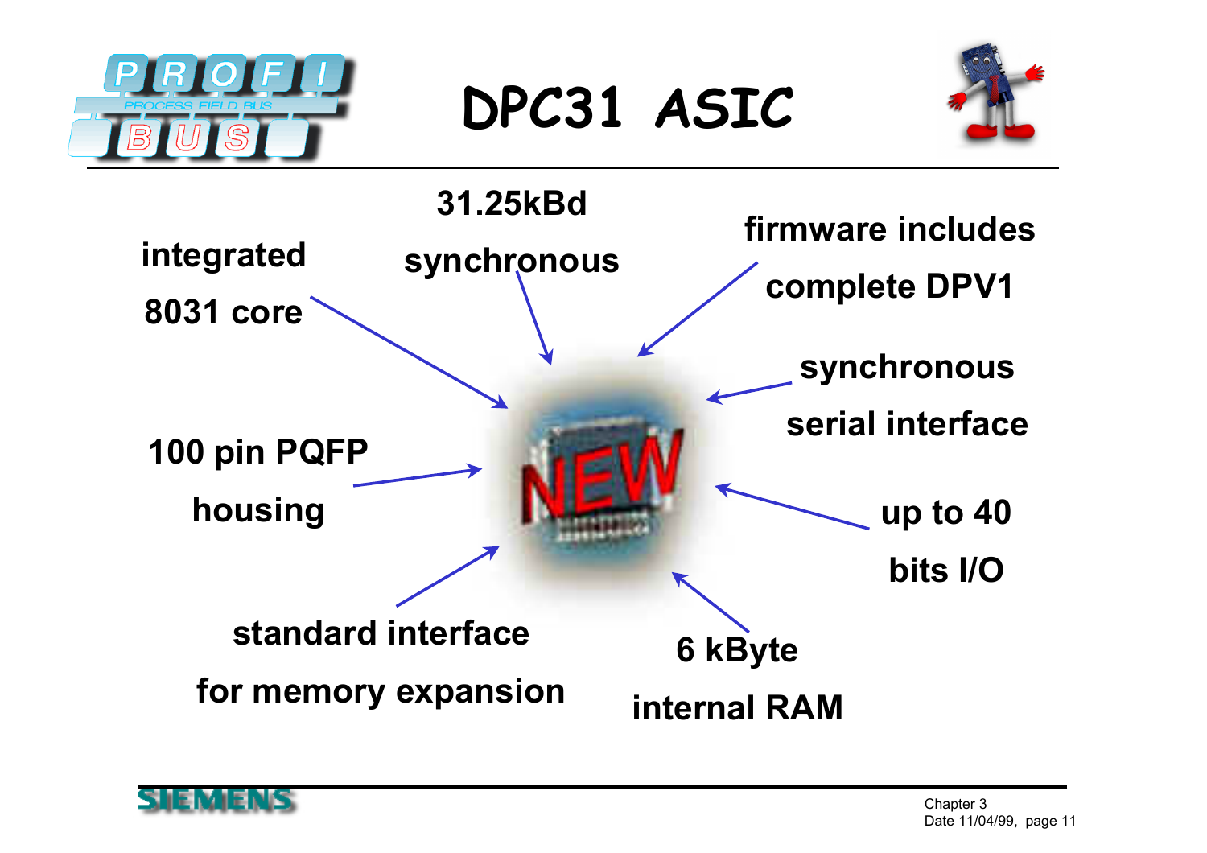# DPC31 ASIC

- 31.25kBd synchronous
- firmware includes complete DPV1
- integrated 8031 core
- synchronous serial interface
- 100 pin PQFP housing
- up to 40 bits I/O
- standard interface for memory expansion
- 6 kByte internal RAM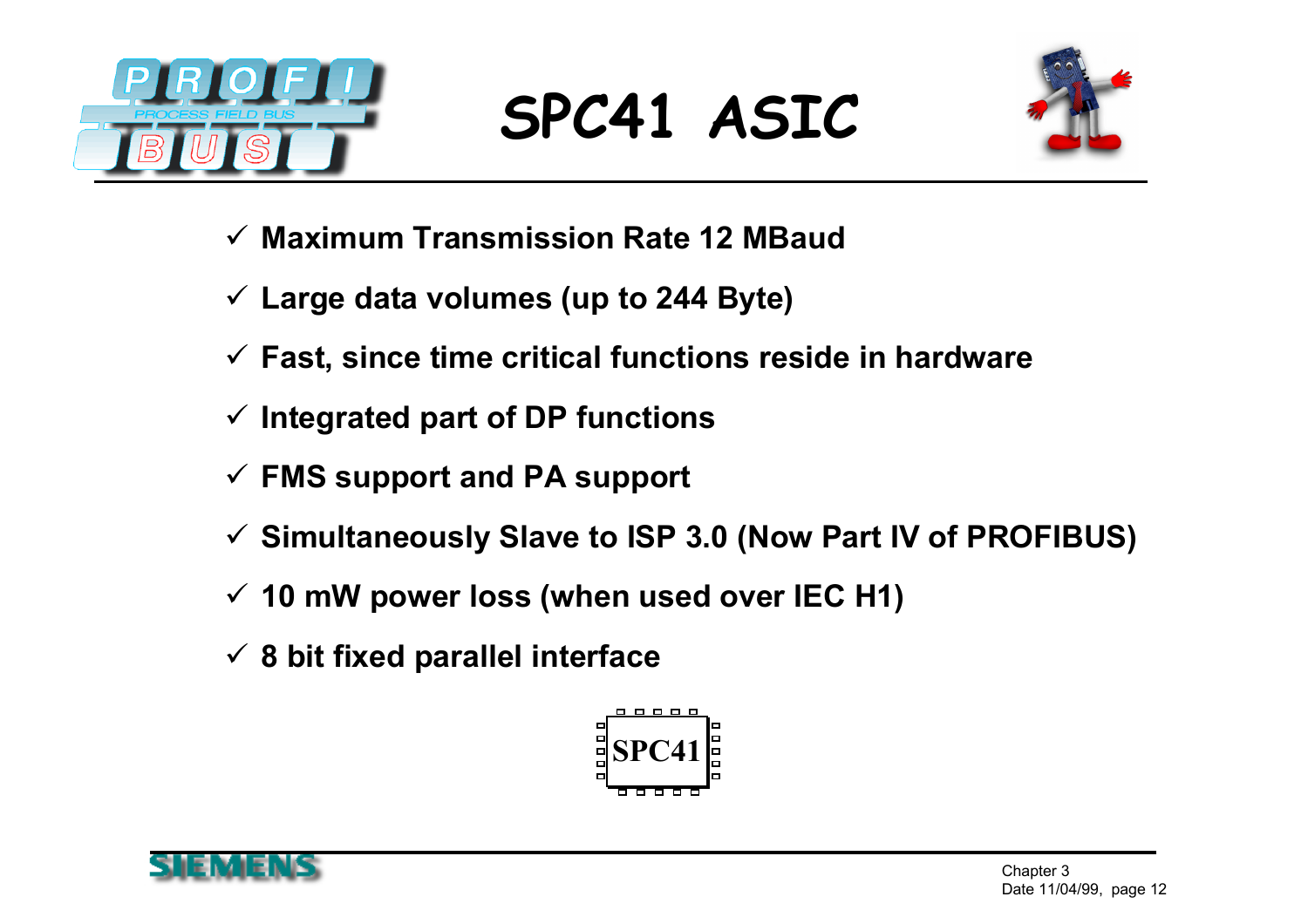# SPC41 ASIC

- ✓ Maximum Transmission Rate 12 MBaud
- ✓ Large data volumes (up to 244 Byte)
- ✓ Fast, since time critical functions reside in hardware
- ✓ Integrated part of DP functions
- ✓ FMS support and PA support
- ✓ Simultaneously Slave to ISP 3.0 (Now Part IV of PROFIBUS)
- ✓ 10 mW power loss (when used over IEC H1)
- ✓ 8 bit fixed parallel interface

SPC41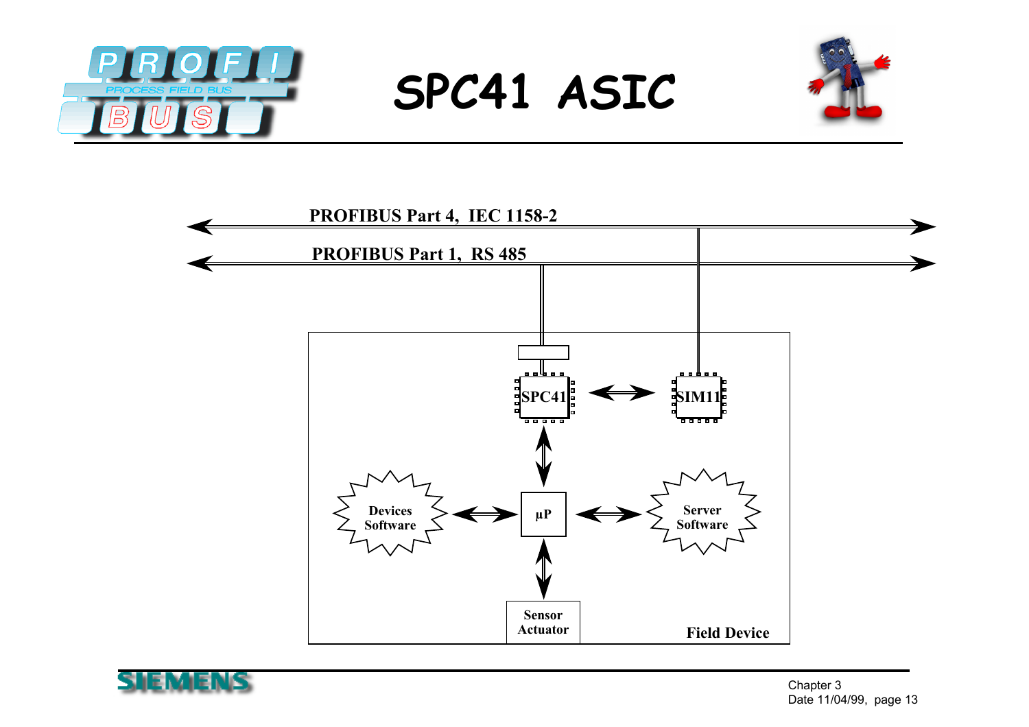# SPC41 ASIC

PROFIBUS Part 4, IEC 1158-2

PROFIBUS Part 1, RS 485

SPC41

SIM11

Devices Software

µP

Server Software

Sensor Actuator

Field Device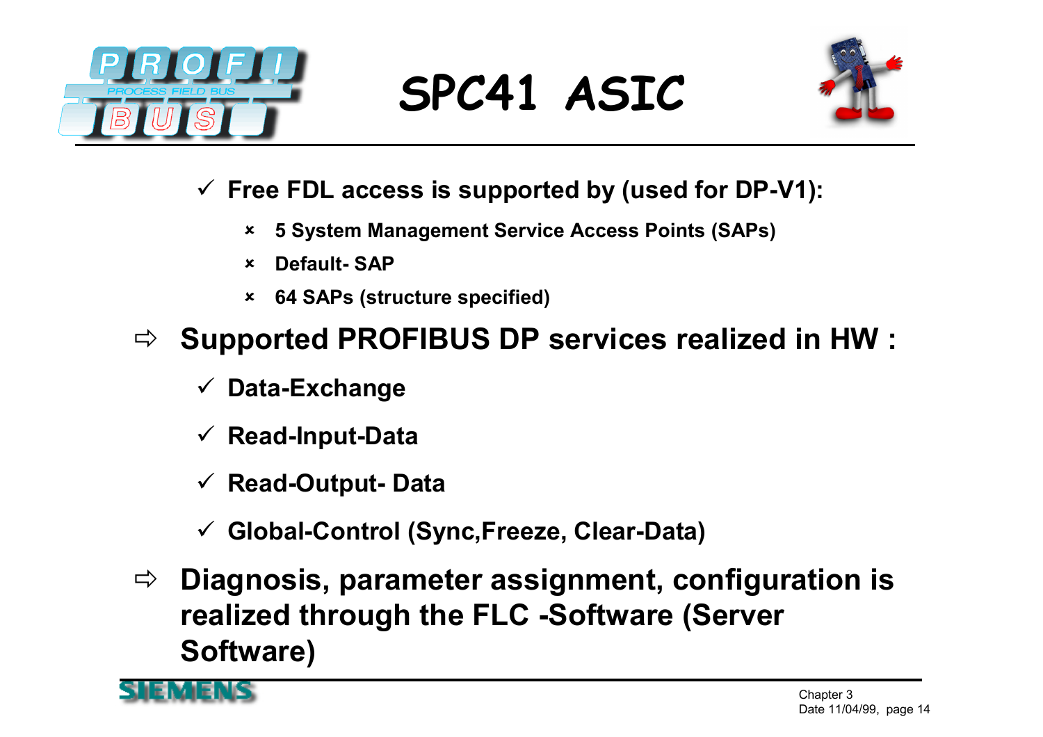# SPC41 ASIC

- ✓ **Free FDL access is supported by (used for DP-V1):**
  - **5 System Management Service Access Points (SAPs)**
  - **Default- SAP**
  - **64 SAPs (structure specified)**

⇨ **Supported PROFIBUS DP services realized in HW :**

- ✓ **Data-Exchange**
- ✓ **Read-Input-Data**
- ✓ **Read-Output- Data**
- ✓ **Global-Control (Sync,Freeze, Clear-Data)**

⇨ **Diagnosis, parameter assignment, configuration is realized through the FLC -Software (Server Software)**

Chapter 3
Date 11/04/99, page 14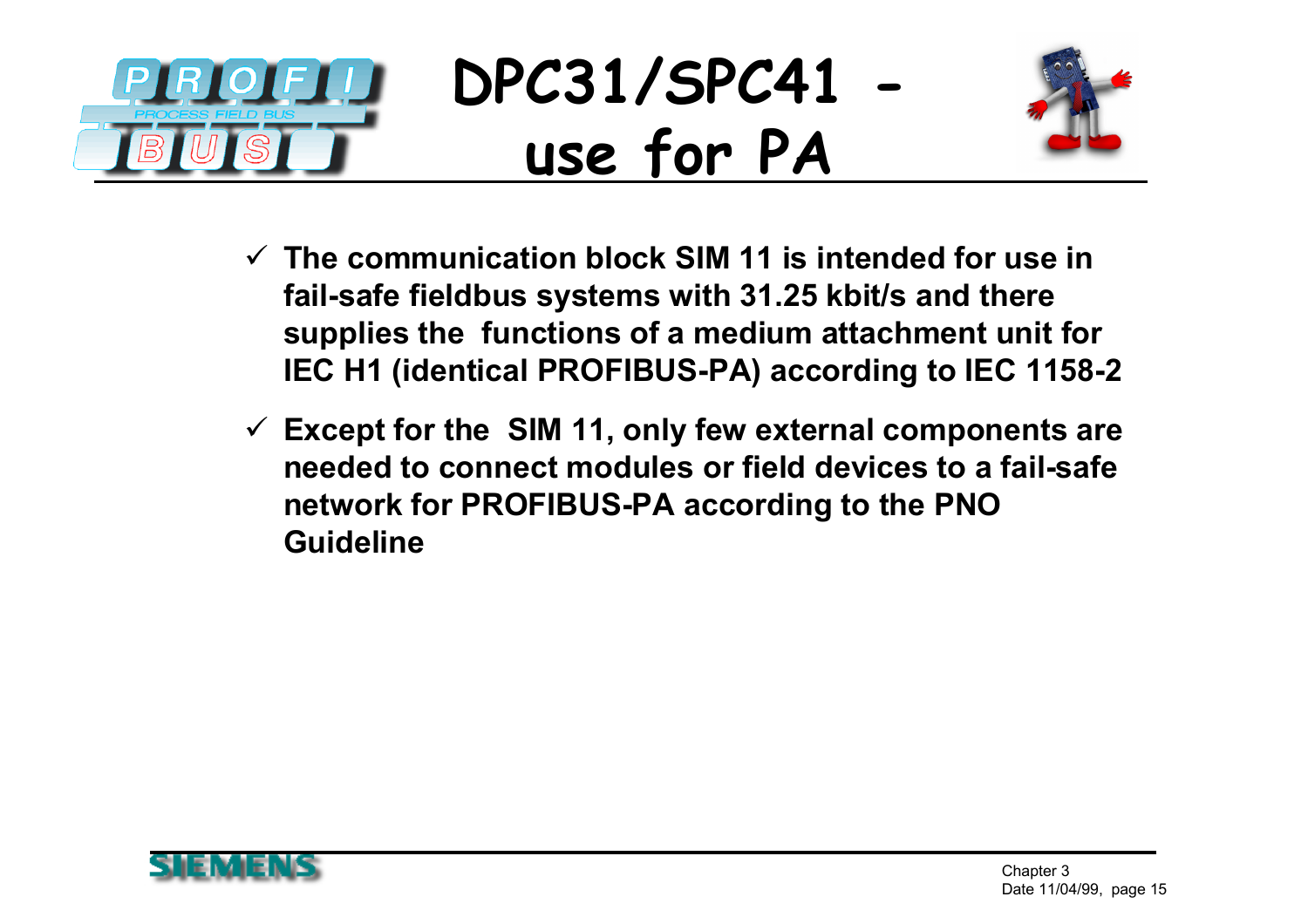# DPC31/SPC41 - use for PA

- ✓ **The communication block SIM 11 is intended for use in fail-safe fieldbus systems with 31.25 kbit/s and there supplies the functions of a medium attachment unit for IEC H1 (identical PROFIBUS-PA) according to IEC 1158-2**
- ✓ **Except for the SIM 11, only few external components are needed to connect modules or field devices to a fail-safe network for PROFIBUS-PA according to the PNO Guideline**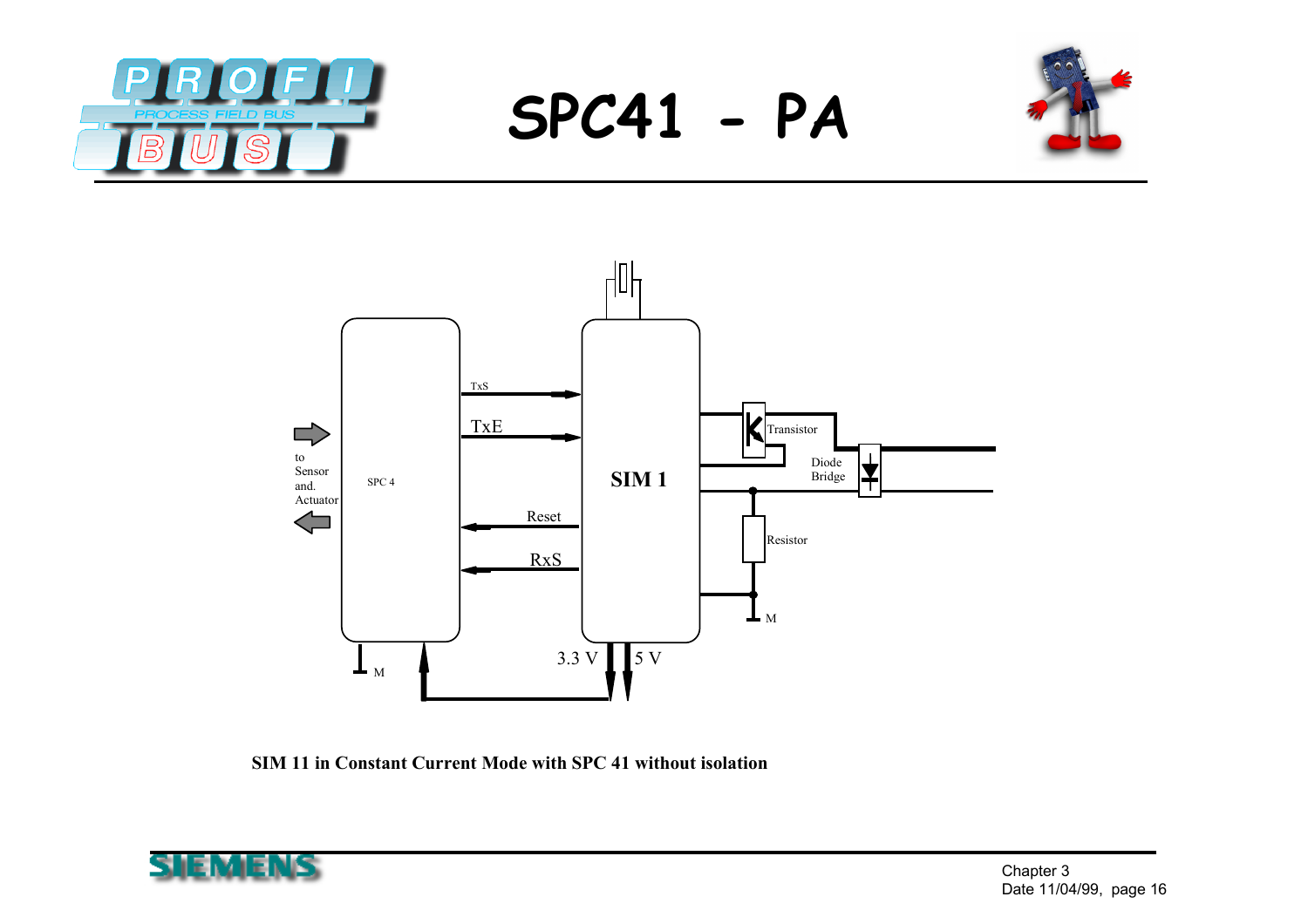# SPC41 - PA

TxS

TxE

to Sensor and. Actuator

SPC 4

SIM 1

Reset

RxS

Transistor

Diode Bridge

Resistor

M

M

3.3 V

5 V

**SIM 11 in Constant Current Mode with SPC 41 without isolation**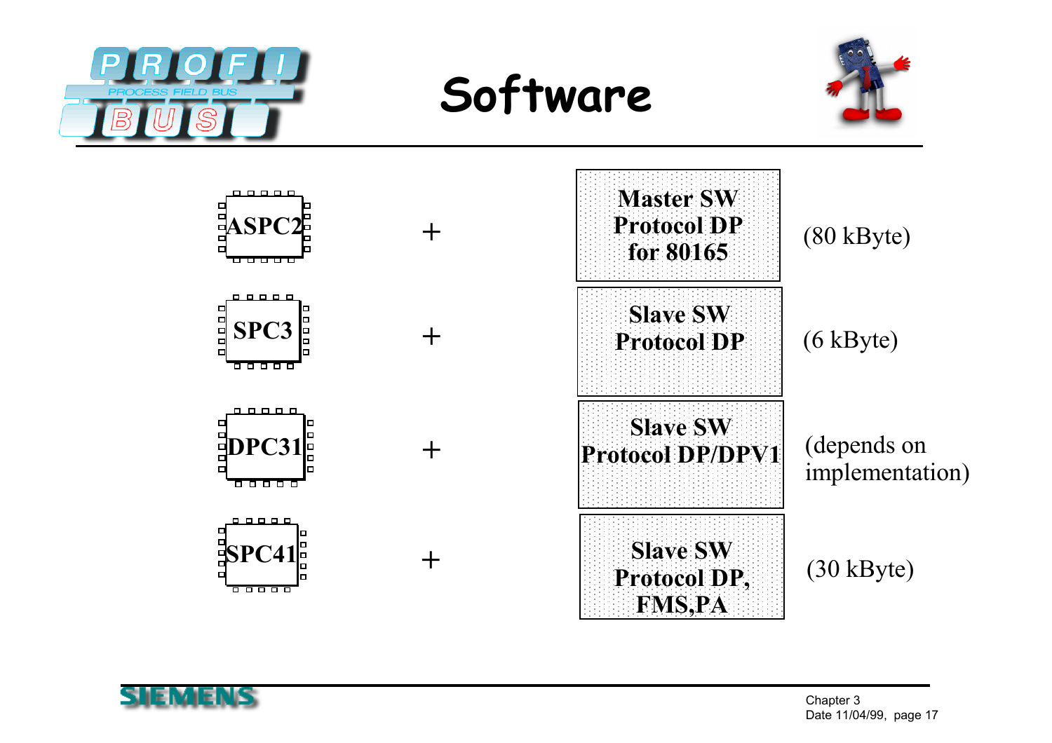# Software

| Chip | | Software | Size |
|---|---|---|---|
| ASPC2 | + | Master SW Protocol DP for 80165 | (80 kByte) |
| SPC3 | + | Slave SW Protocol DP | (6 kByte) |
| DPC31 | + | Slave SW Protocol DP/DPV1 | (depends on implementation) |
| SPC41 | + | Slave SW Protocol DP, FMS,PA | (30 kByte) |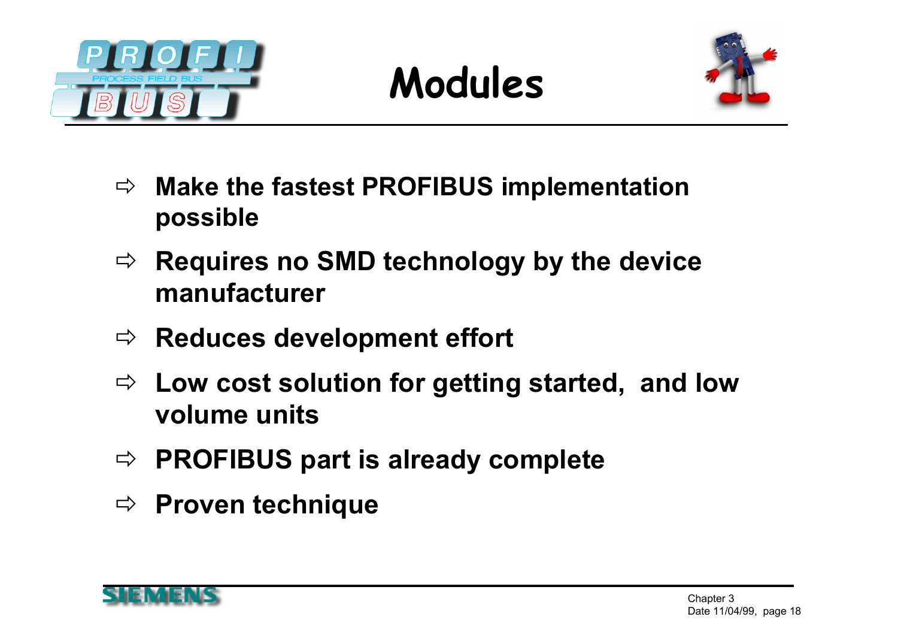# Modules

- ⇨ Make the fastest PROFIBUS implementation possible
- ⇨ Requires no SMD technology by the device manufacturer
- ⇨ Reduces development effort
- ⇨ Low cost solution for getting started,  and low volume units
- ⇨ PROFIBUS part is already complete
- ⇨ Proven technique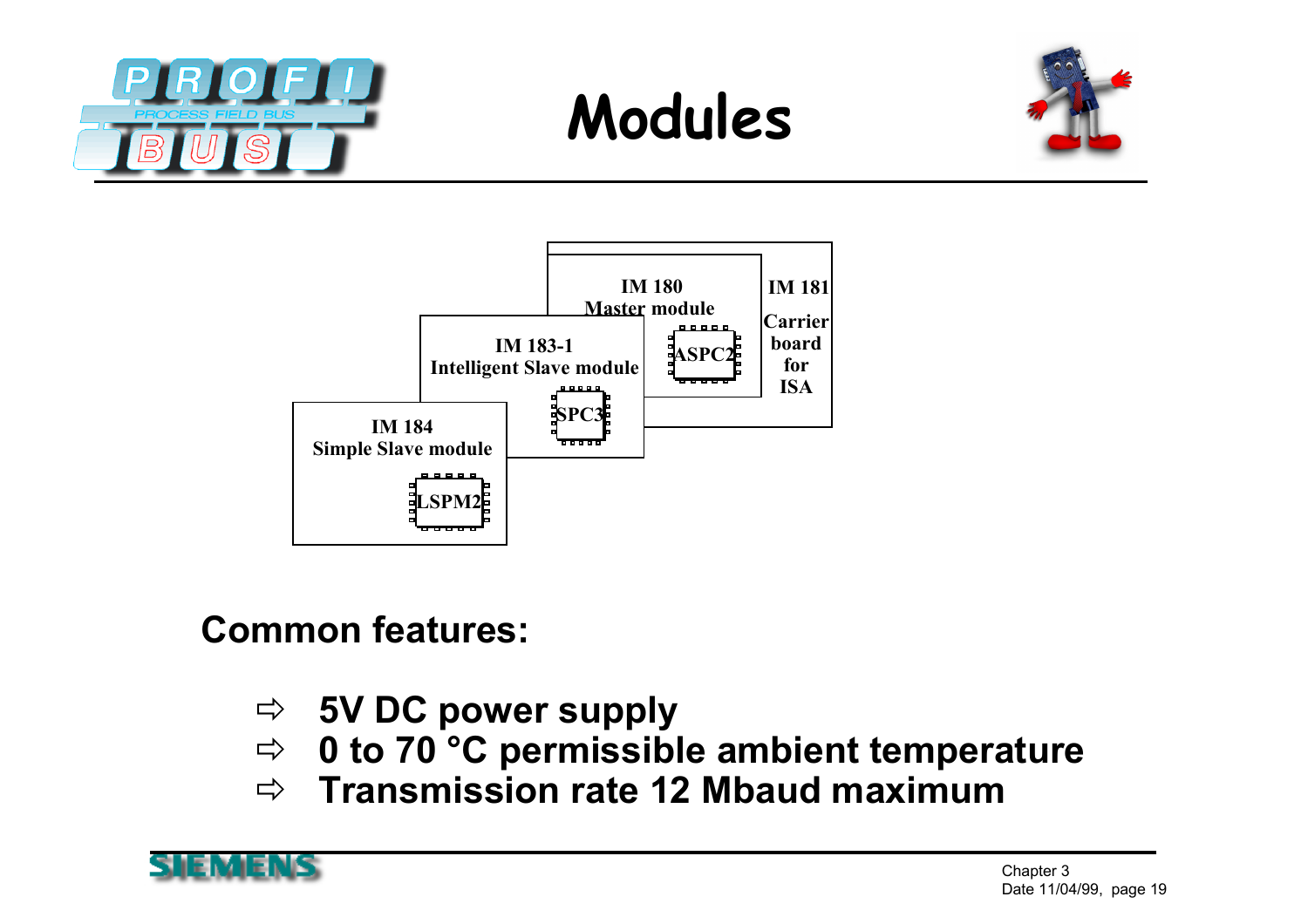# Modules

IM 181
Carrier board for ISA

IM 180
Master module
ASPC2

IM 183-1
Intelligent Slave module
SPC3

IM 184
Simple Slave module
LSPM2

**Common features:**

- ⇨ **5V DC power supply**
- ⇨ **0 to 70 °C permissible ambient temperature**
- ⇨ **Transmission rate 12 Mbaud maximum**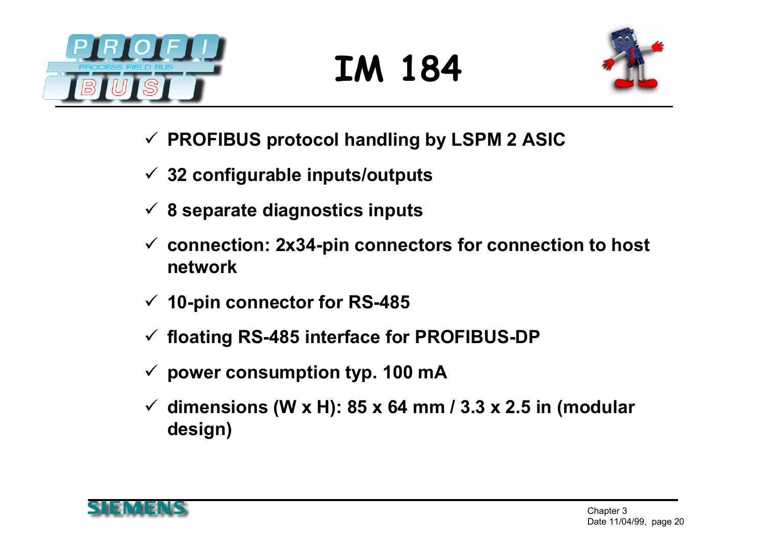# IM 184

- ✓ **PROFIBUS protocol handling by LSPM 2 ASIC**
- ✓ **32 configurable inputs/outputs**
- ✓ **8 separate diagnostics inputs**
- ✓ **connection: 2x34-pin connectors for connection to host network**
- ✓ **10-pin connector for RS-485**
- ✓ **floating RS-485 interface for PROFIBUS-DP**
- ✓ **power consumption typ. 100 mA**
- ✓ **dimensions (W x H): 85 x 64 mm / 3.3 x 2.5 in (modular design)**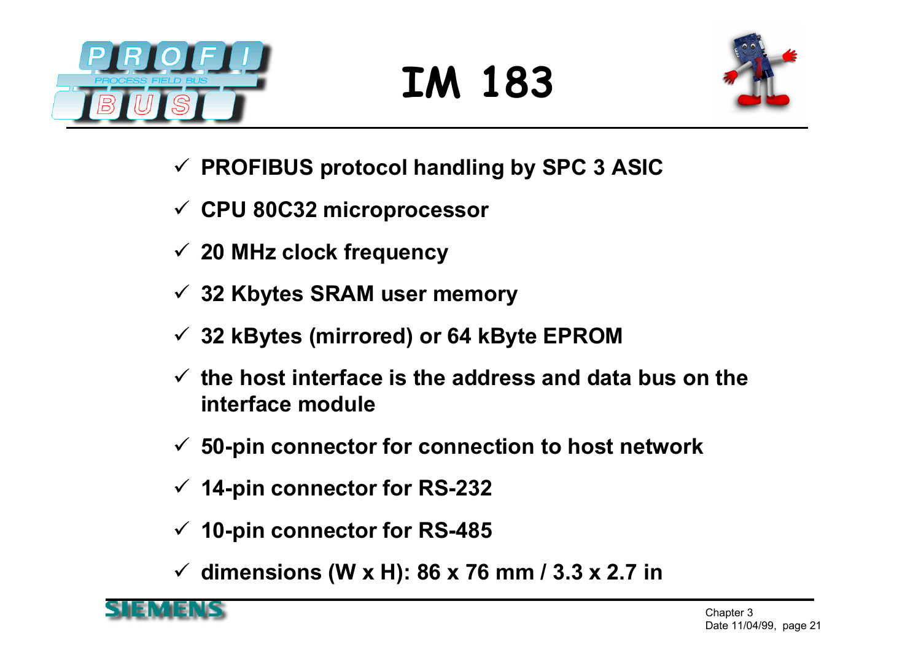# IM 183

- ✓ PROFIBUS protocol handling by SPC 3 ASIC
- ✓ CPU 80C32 microprocessor
- ✓ 20 MHz clock frequency
- ✓ 32 Kbytes SRAM user memory
- ✓ 32 kBytes (mirrored) or 64 kByte EPROM
- ✓ the host interface is the address and data bus on the interface module
- ✓ 50-pin connector for connection to host network
- ✓ 14-pin connector for RS-232
- ✓ 10-pin connector for RS-485
- ✓ dimensions (W x H): 86 x 76 mm / 3.3 x 2.7 in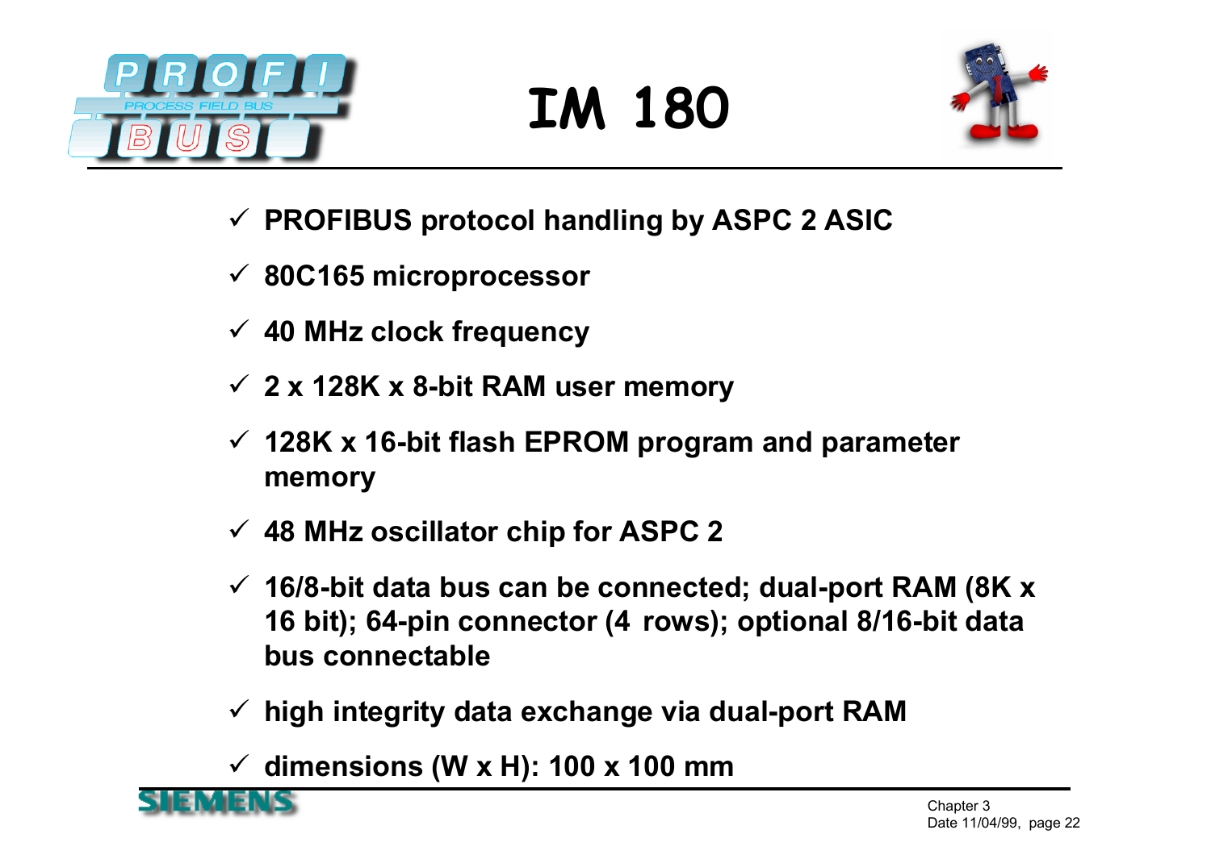# IM 180

- ✓ PROFIBUS protocol handling by ASPC 2 ASIC
- ✓ 80C165 microprocessor
- ✓ 40 MHz clock frequency
- ✓ 2 x 128K x 8-bit RAM user memory
- ✓ 128K x 16-bit flash EPROM program and parameter memory
- ✓ 48 MHz oscillator chip for ASPC 2
- ✓ 16/8-bit data bus can be connected; dual-port RAM (8K x 16 bit); 64-pin connector (4 rows); optional 8/16-bit data bus connectable
- ✓ high integrity data exchange via dual-port RAM
- ✓ dimensions (W x H): 100 x 100 mm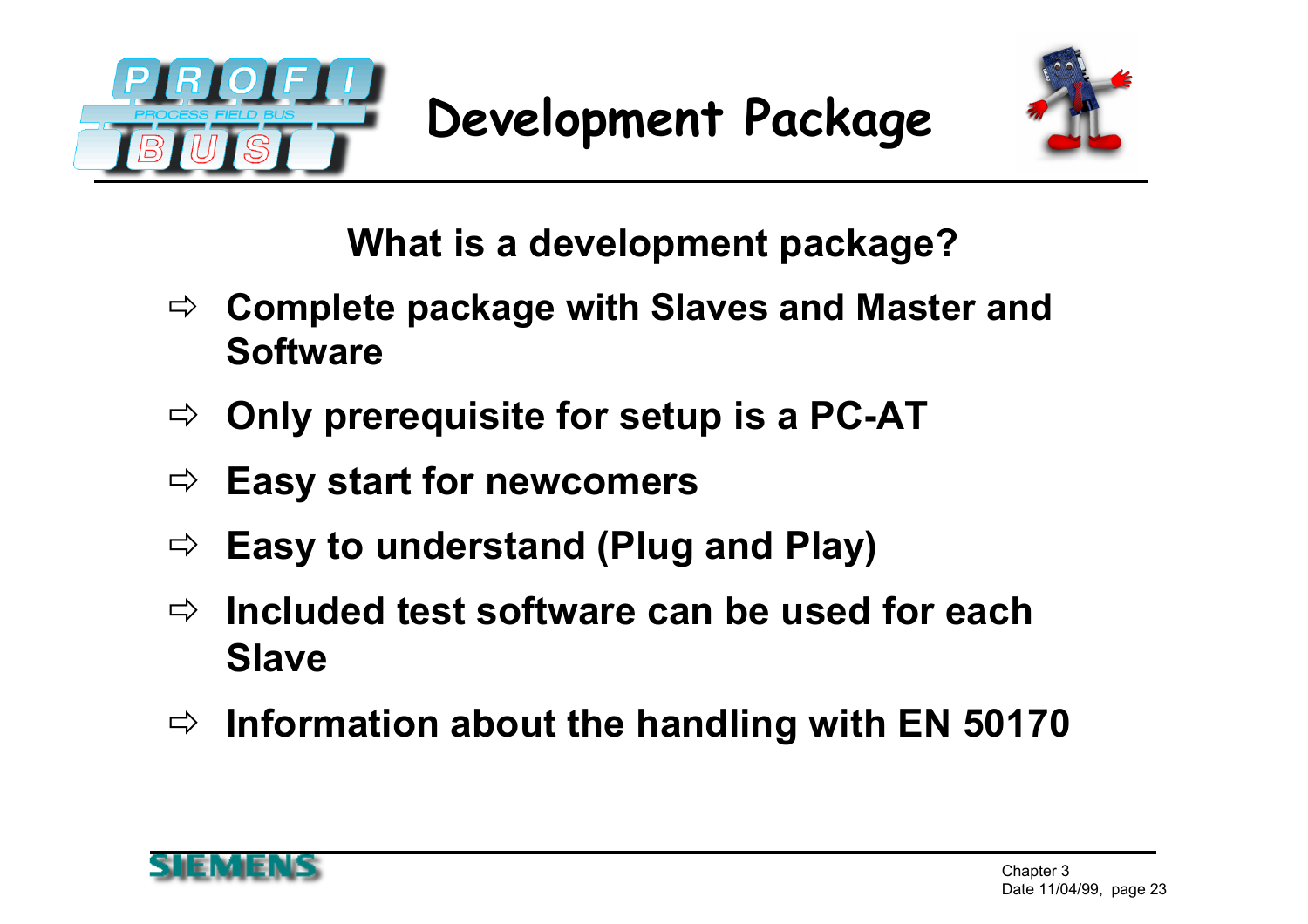# Development Package

**What is a development package?**

- **Complete package with Slaves and Master and Software**
- **Only prerequisite for setup is a PC-AT**
- **Easy start for newcomers**
- **Easy to understand (Plug and Play)**
- **Included test software can be used for each Slave**
- **Information about the handling with EN 50170**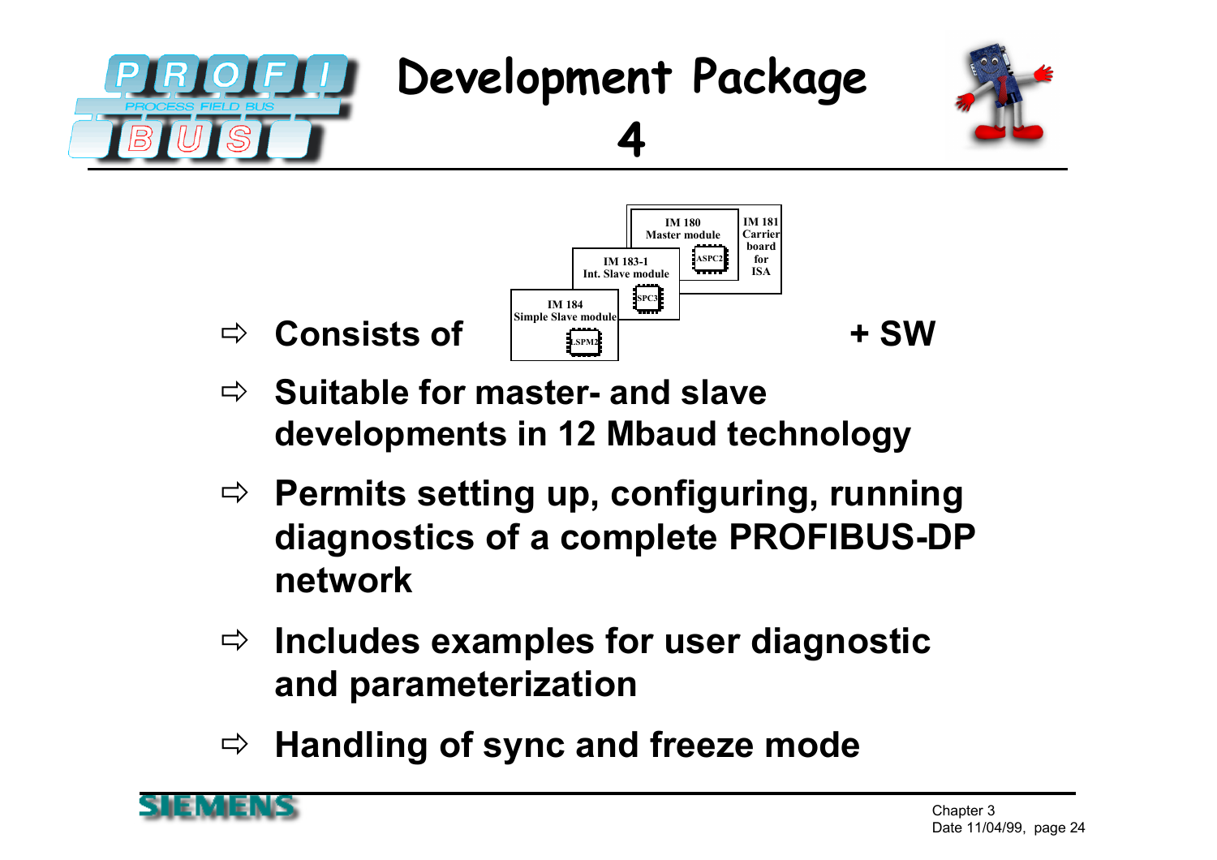# Development Package 4

- Consists of

  IM 180 Master module (ASPC2), IM 181 Carrier board for ISA, IM 183-1 Int. Slave module (SPC3), IM 184 Simple Slave module (LSPM2)

  + SW

- Suitable for master- and slave developments in 12 Mbaud technology
- Permits setting up, configuring, running diagnostics of a complete PROFIBUS-DP network
- Includes examples for user diagnostic and parameterization
- Handling of sync and freeze mode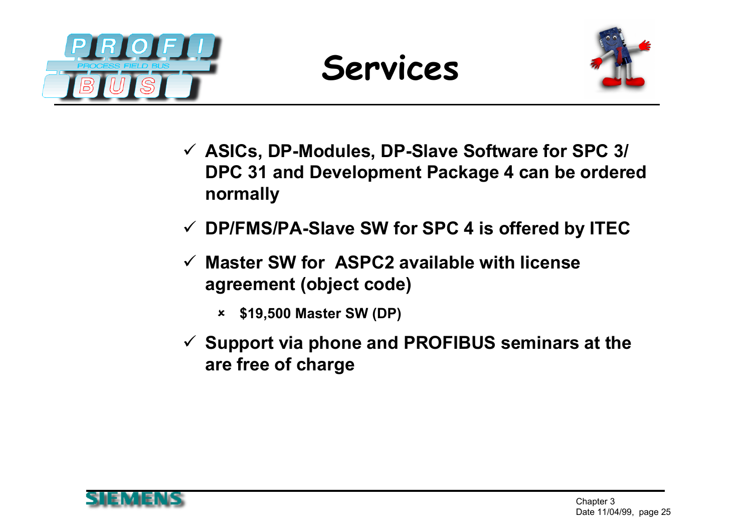# Services

- ✓ **ASICs, DP-Modules, DP-Slave Software for SPC 3/ DPC 31 and Development Package 4 can be ordered normally**
- ✓ **DP/FMS/PA-Slave SW for SPC 4 is offered by ITEC**
- ✓ **Master SW for ASPC2 available with license agreement (object code)**
  - **$19,500 Master SW (DP)**
- ✓ **Support via phone and PROFIBUS seminars at the are free of charge**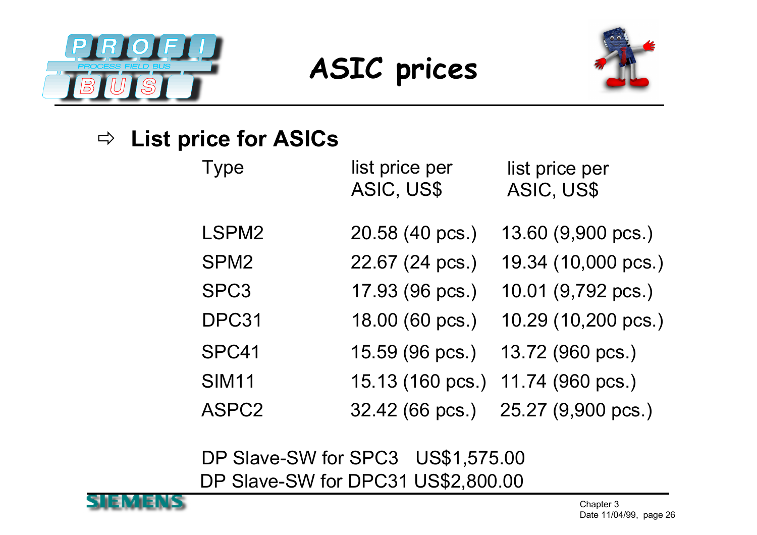# ASIC prices

## ⇨ List price for ASICs

| Type | list price per ASIC, US$ | list price per ASIC, US$ |
| --- | --- | --- |
| LSPM2 | 20.58 (40 pcs.) | 13.60 (9,900 pcs.) |
| SPM2 | 22.67 (24 pcs.) | 19.34 (10,000 pcs.) |
| SPC3 | 17.93 (96 pcs.) | 10.01 (9,792 pcs.) |
| DPC31 | 18.00 (60 pcs.) | 10.29 (10,200 pcs.) |
| SPC41 | 15.59 (96 pcs.) | 13.72 (960 pcs.) |
| SIM11 | 15.13 (160 pcs.) | 11.74 (960 pcs.) |
| ASPC2 | 32.42 (66 pcs.) | 25.27 (9,900 pcs.) |

DP Slave-SW for SPC3 US$1,575.00
DP Slave-SW for DPC31 US$2,800.00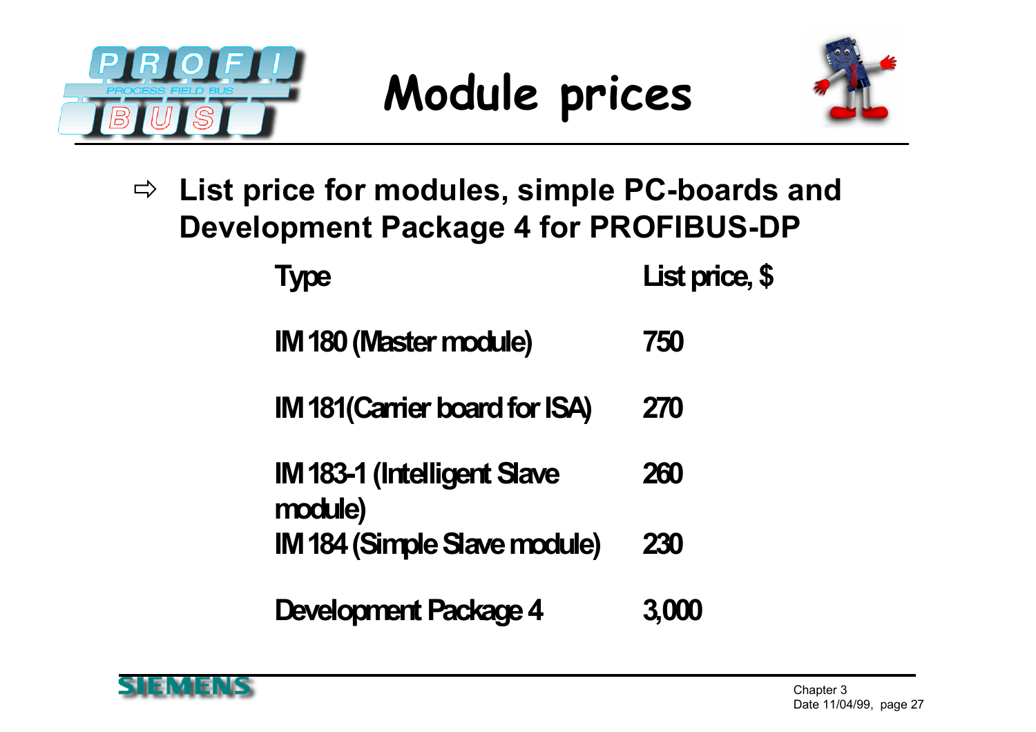# Module prices

⇨ **List price for modules, simple PC-boards and Development Package 4 for PROFIBUS-DP**

| Type | List price, $ |
|---|---|
| IM 180 (Master module) | 750 |
| IM 181(Carrier board for ISA) | 270 |
| IM 183-1 (Intelligent Slave module) | 260 |
| IM 184 (Simple Slave module) | 230 |
| Development Package 4 | 3,000 |